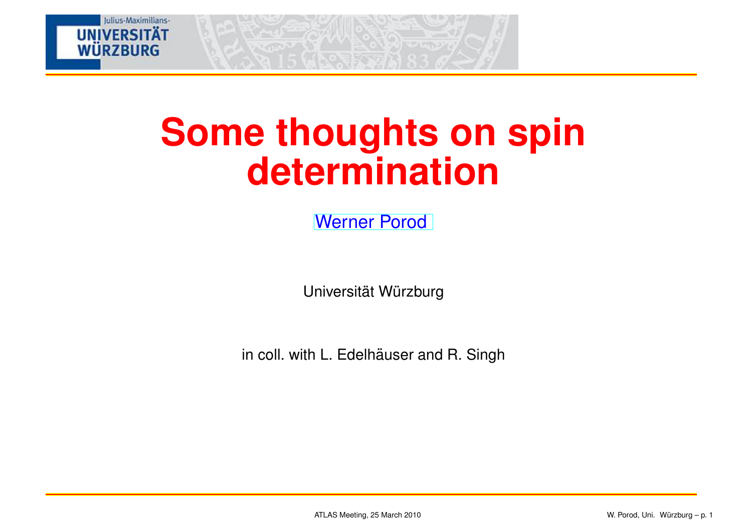# Some thoughts on spin determination

Werner Porod

Universität Würzburg

in coll. with L. Edelhäuser and R. Singh

ATLAS Meeting, 25 March 2010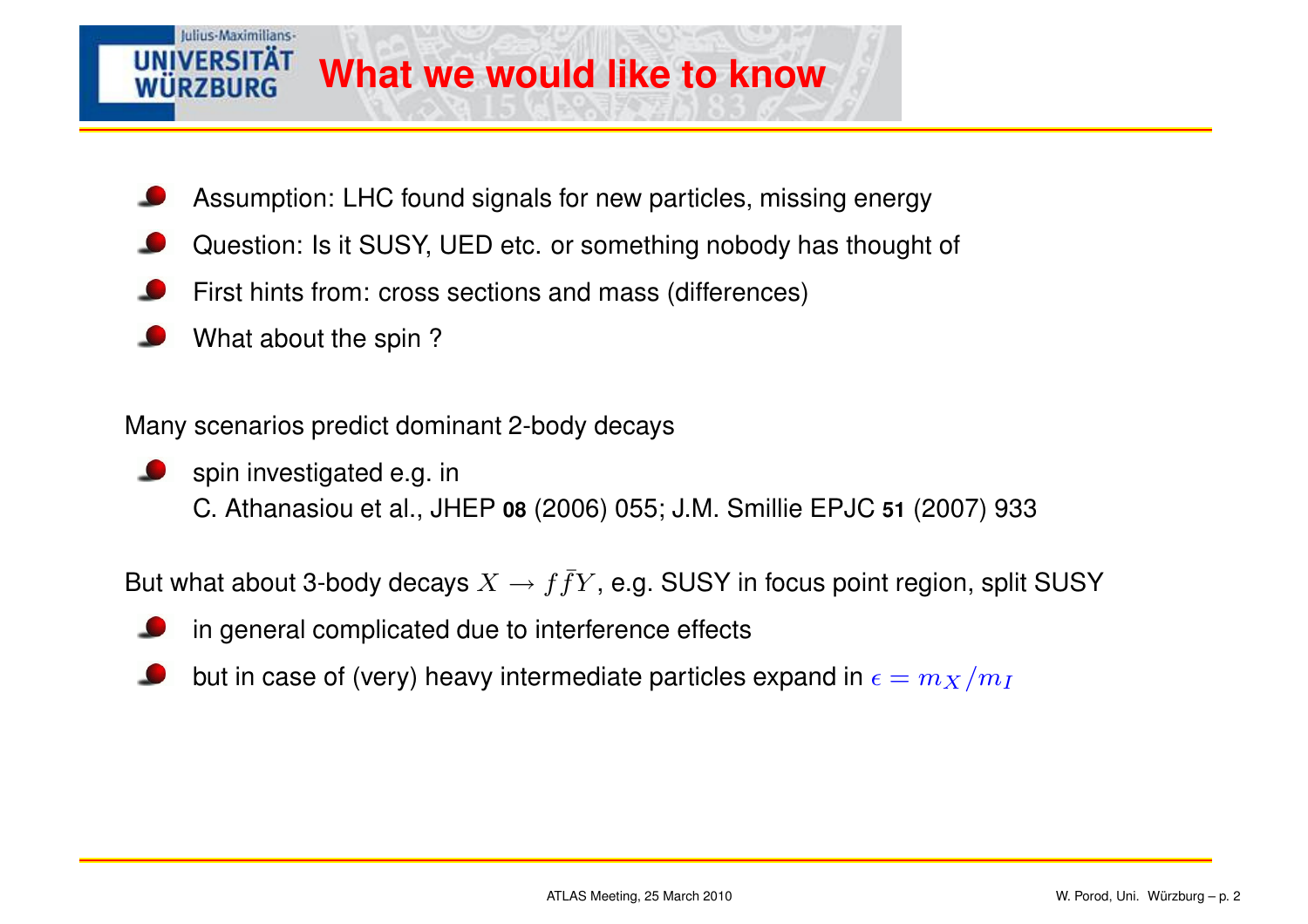# What we would like to know

- Assumption: LHC found signals for new particles, missing energy
- Question: Is it SUSY, UED etc. or something nobody has thought of
- First hints from: cross sections and mass (differences)
- What about the spin ?

Many scenarios predict dominant 2-body decays

- spin investigated e.g. in
  C. Athanasiou et al., JHEP **08** (2006) 055; J.M. Smillie EPJC **51** (2007) 933

But what about 3-body decays $X \to f\bar{f}Y$, e.g. SUSY in focus point region, split SUSY

- in general complicated due to interference effects
- but in case of (very) heavy intermediate particles expand in $\epsilon = m_X/m_I$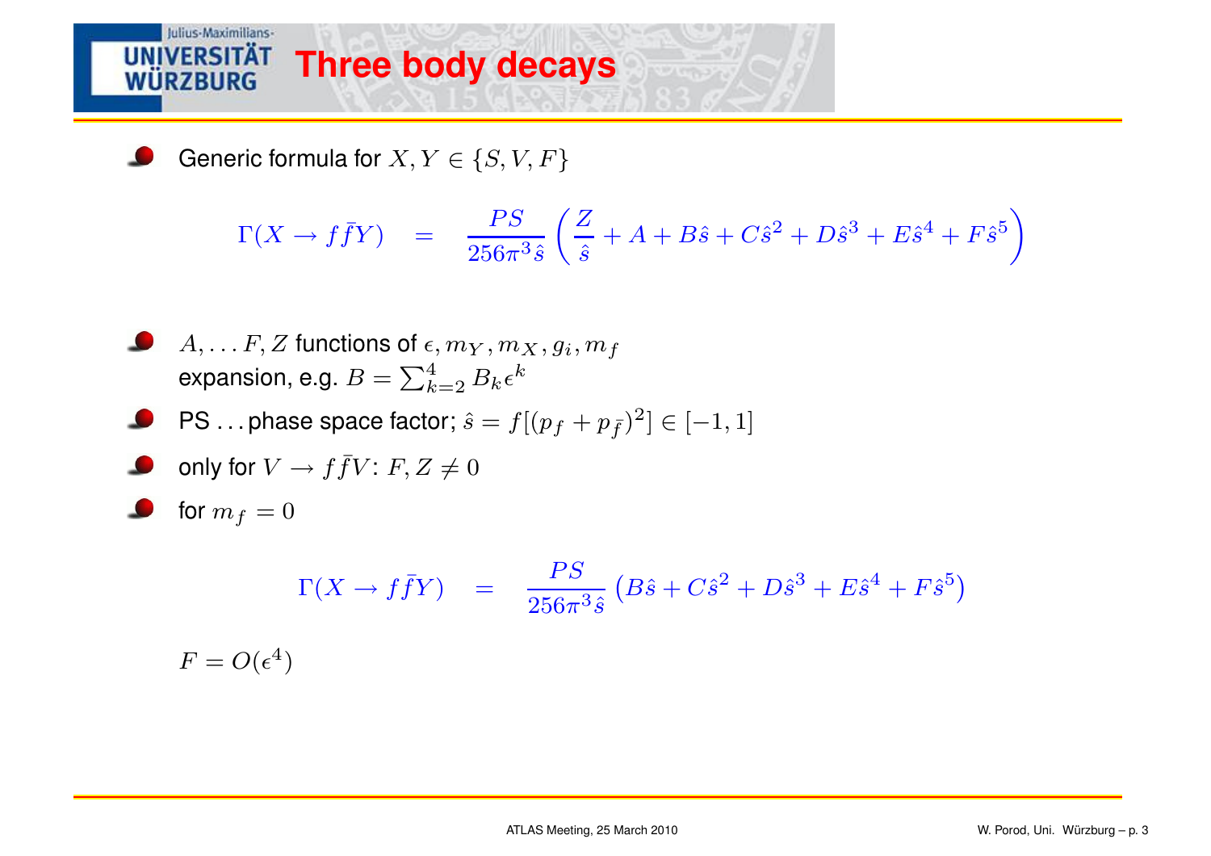# Three body decays

- Generic formula for $X, Y \in \{S, V, F\}$

$$\Gamma(X \to f\bar{f}Y) \quad = \quad \frac{PS}{256\pi^3 \hat{s}} \left( \frac{Z}{\hat{s}} + A + B\hat{s} + C\hat{s}^2 + D\hat{s}^3 + E\hat{s}^4 + F\hat{s}^5 \right)$$

- $A, \ldots F, Z$ functions of $\epsilon, m_Y, m_X, g_i, m_f$
  expansion, e.g. $B = \sum_{k=2}^{4} B_k \epsilon^k$
- PS . . . phase space factor; $\hat{s} = f[(p_f + p_{\bar{f}})^2] \in [-1, 1]$
- only for $V \to f\bar{f}V$: $F, Z \neq 0$
- for $m_f = 0$

$$\Gamma(X \to f\bar{f}Y) \quad = \quad \frac{PS}{256\pi^3 \hat{s}} \left( B\hat{s} + C\hat{s}^2 + D\hat{s}^3 + E\hat{s}^4 + F\hat{s}^5 \right)$$

$F = O(\epsilon^4)$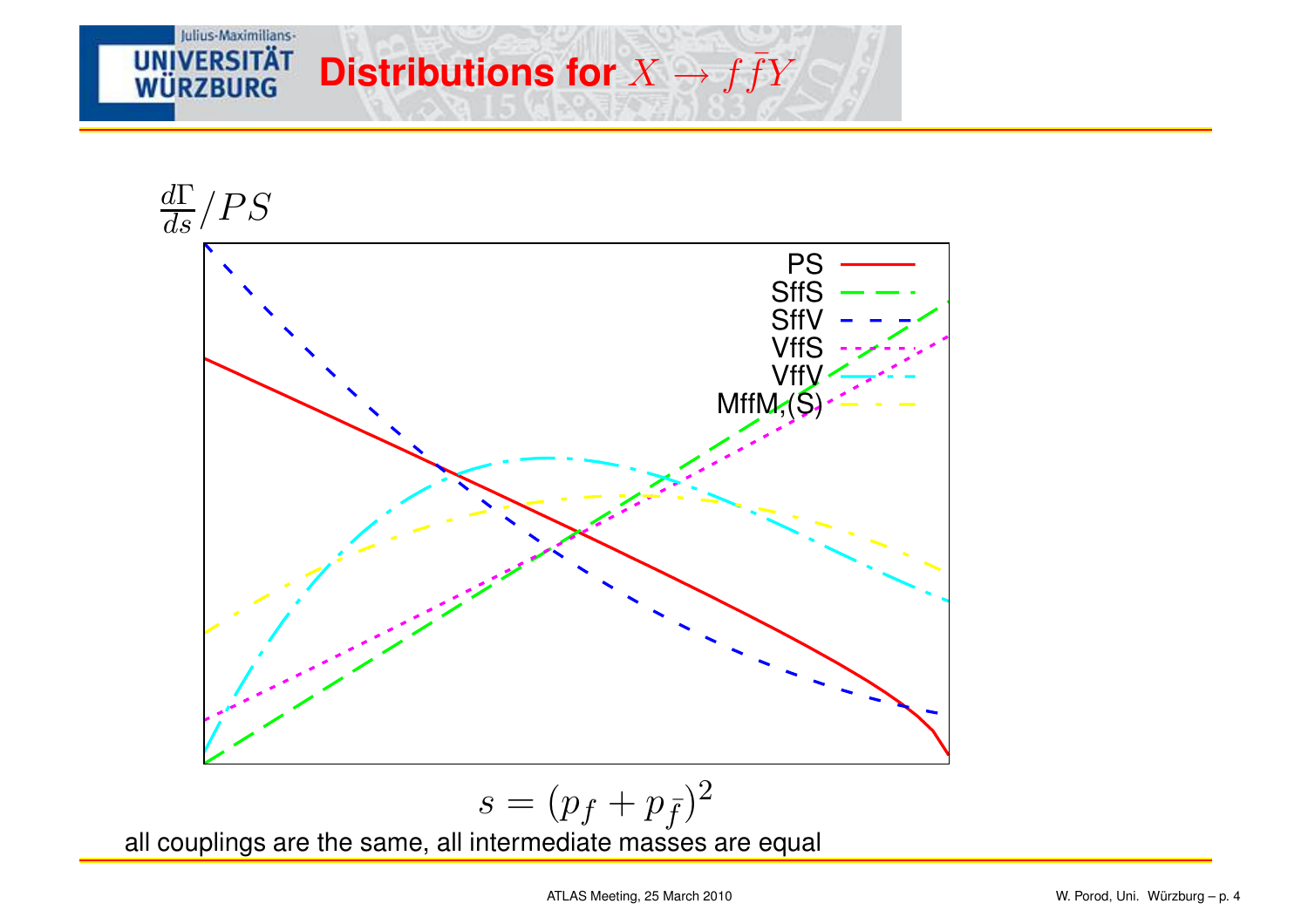# Distributions for $X \to f\bar{f}Y$

$\frac{d\Gamma}{ds}/PS$

PS
SffS
SffV
VffS
VffV
MffM,(S)

$s = (p_f + p_{\bar{f}})^2$

all couplings are the same, all intermediate masses are equal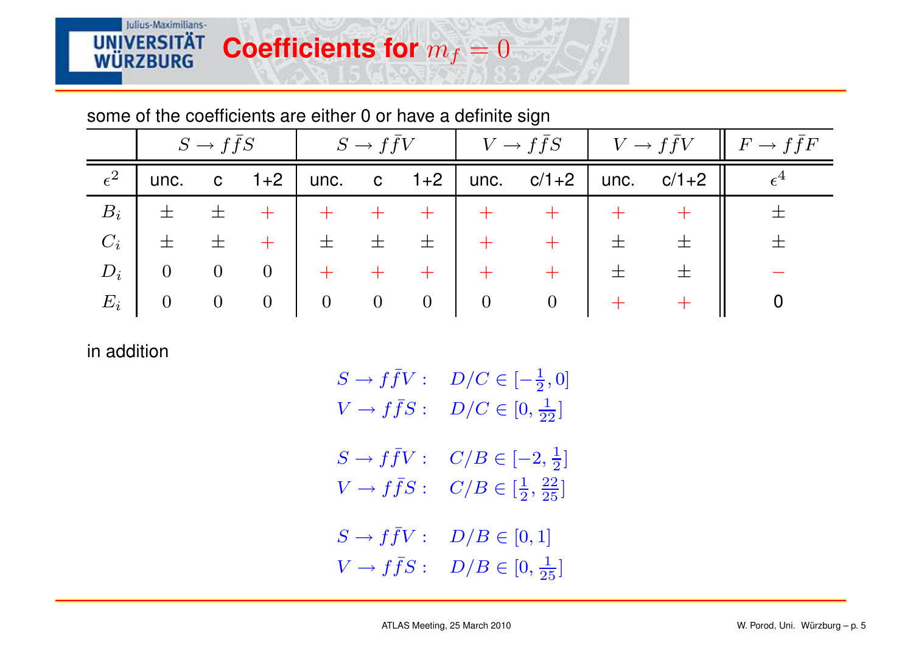# Coefficients for $m_f = 0$

some of the coefficients are either 0 or have a definite sign

| | $S \to f\bar{f}S$ | | | $S \to f\bar{f}V$ | | | $V \to f\bar{f}S$ | | $V \to f\bar{f}V$ | | $F \to f\bar{f}F$ |
|---|---|---|---|---|---|---|---|---|---|---|---|
| $\epsilon^2$ | unc. | c | 1+2 | unc. | c | 1+2 | unc. | c/1+2 | unc. | c/1+2 | $\epsilon^4$ |
| $B_i$ | $\pm$ | $\pm$ | $+$ | $+$ | $+$ | $+$ | $+$ | $+$ | $+$ | $+$ | $\pm$ |
| $C_i$ | $\pm$ | $\pm$ | $+$ | $\pm$ | $\pm$ | $\pm$ | $+$ | $+$ | $\pm$ | $\pm$ | $\pm$ |
| $D_i$ | $0$ | $0$ | $0$ | $+$ | $+$ | $+$ | $+$ | $+$ | $\pm$ | $\pm$ | $-$ |
| $E_i$ | $0$ | $0$ | $0$ | $0$ | $0$ | $0$ | $0$ | $0$ | $+$ | $+$ | 0 |

in addition

$$S \to f\bar{f}V: \quad D/C \in [-\tfrac{1}{2}, 0]$$
$$V \to f\bar{f}S: \quad D/C \in [0, \tfrac{1}{22}]$$

$$S \to f\bar{f}V: \quad C/B \in [-2, \tfrac{1}{2}]$$
$$V \to f\bar{f}S: \quad C/B \in [\tfrac{1}{2}, \tfrac{22}{25}]$$

$$S \to f\bar{f}V: \quad D/B \in [0, 1]$$
$$V \to f\bar{f}S: \quad D/B \in [0, \tfrac{1}{25}]$$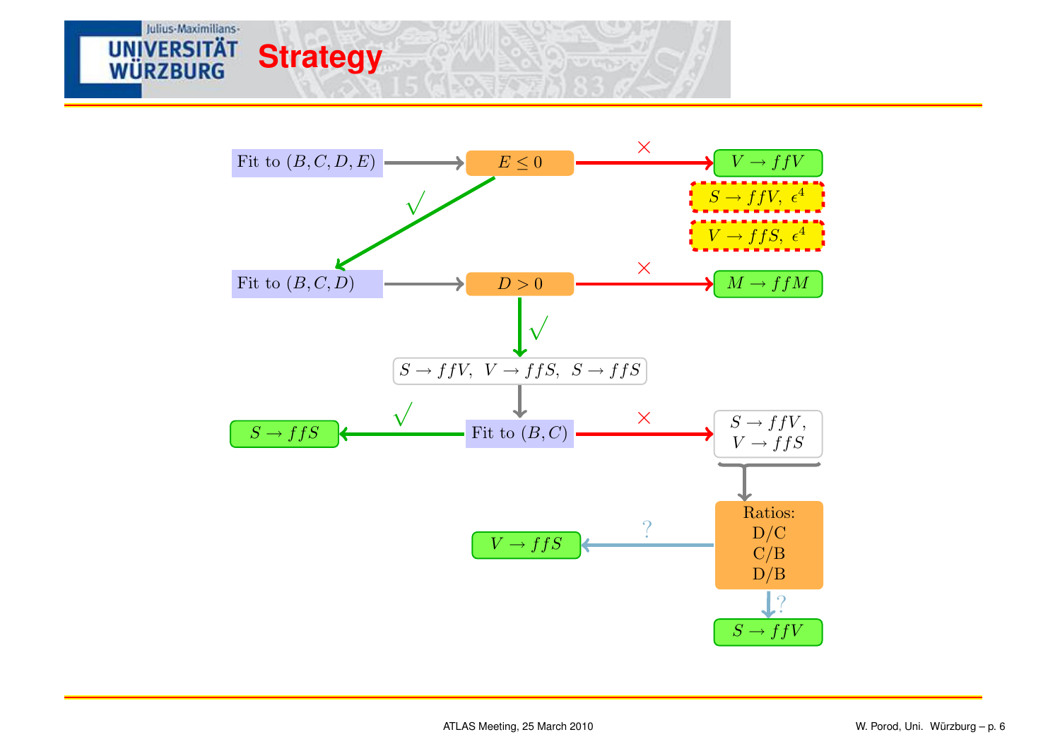# Strategy

Fit to $(B, C, D, E)$ → $E \leq 0$ → × → $V \to ffV$; $S \to ffV$, $\epsilon^4$; $V \to ffS$, $\epsilon^4$

$E \leq 0$ → √ → Fit to $(B, C, D)$

Fit to $(B, C, D)$ → $D > 0$ → × → $M \to ffM$

$D > 0$ → √ → $S \to ffV$, $V \to ffS$, $S \to ffS$

$S \to ffV$, $V \to ffS$, $S \to ffS$ → Fit to $(B, C)$

Fit to $(B, C)$ → √ → $S \to ffS$

Fit to $(B, C)$ → × → $S \to ffV$, $V \to ffS$

$S \to ffV$, $V \to ffS$ → Ratios: D/C, C/B, D/B

Ratios → ? → $V \to ffS$

Ratios → ? → $S \to ffV$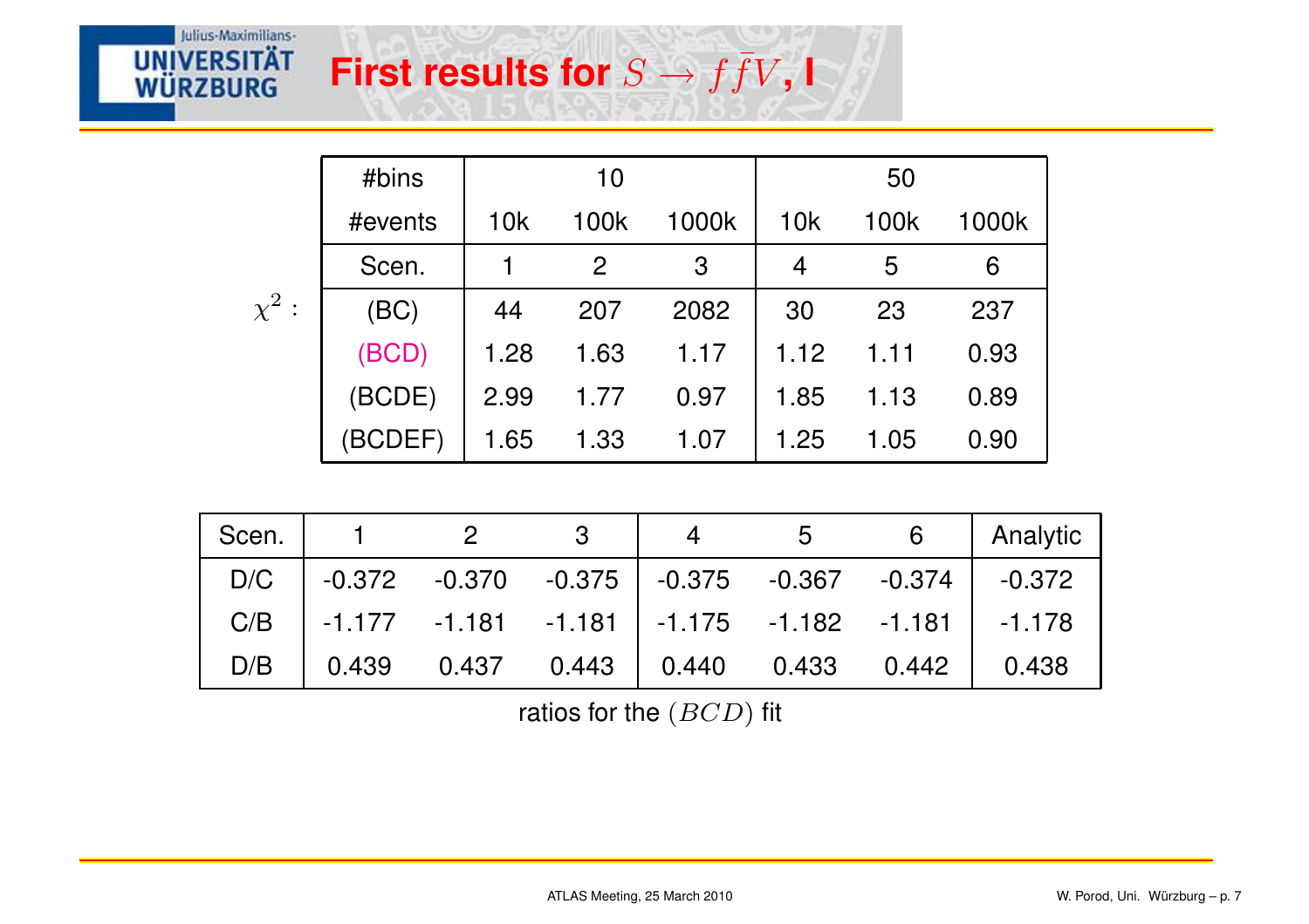# First results for $S \to f\bar{f}V$, I

$\chi^2$ :

| #bins | 10 | | | 50 | | |
|---|---|---|---|---|---|---|
| #events | 10k | 100k | 1000k | 10k | 100k | 1000k |
| Scen. | 1 | 2 | 3 | 4 | 5 | 6 |
| (BC) | 44 | 207 | 2082 | 30 | 23 | 237 |
| (BCD) | 1.28 | 1.63 | 1.17 | 1.12 | 1.11 | 0.93 |
| (BCDE) | 2.99 | 1.77 | 0.97 | 1.85 | 1.13 | 0.89 |
| (BCDEF) | 1.65 | 1.33 | 1.07 | 1.25 | 1.05 | 0.90 |

| Scen. | 1 | 2 | 3 | 4 | 5 | 6 | Analytic |
|---|---|---|---|---|---|---|---|
| D/C | -0.372 | -0.370 | -0.375 | -0.375 | -0.367 | -0.374 | -0.372 |
| C/B | -1.177 | -1.181 | -1.181 | -1.175 | -1.182 | -1.181 | -1.178 |
| D/B | 0.439 | 0.437 | 0.443 | 0.440 | 0.433 | 0.442 | 0.438 |

ratios for the $(BCD)$ fit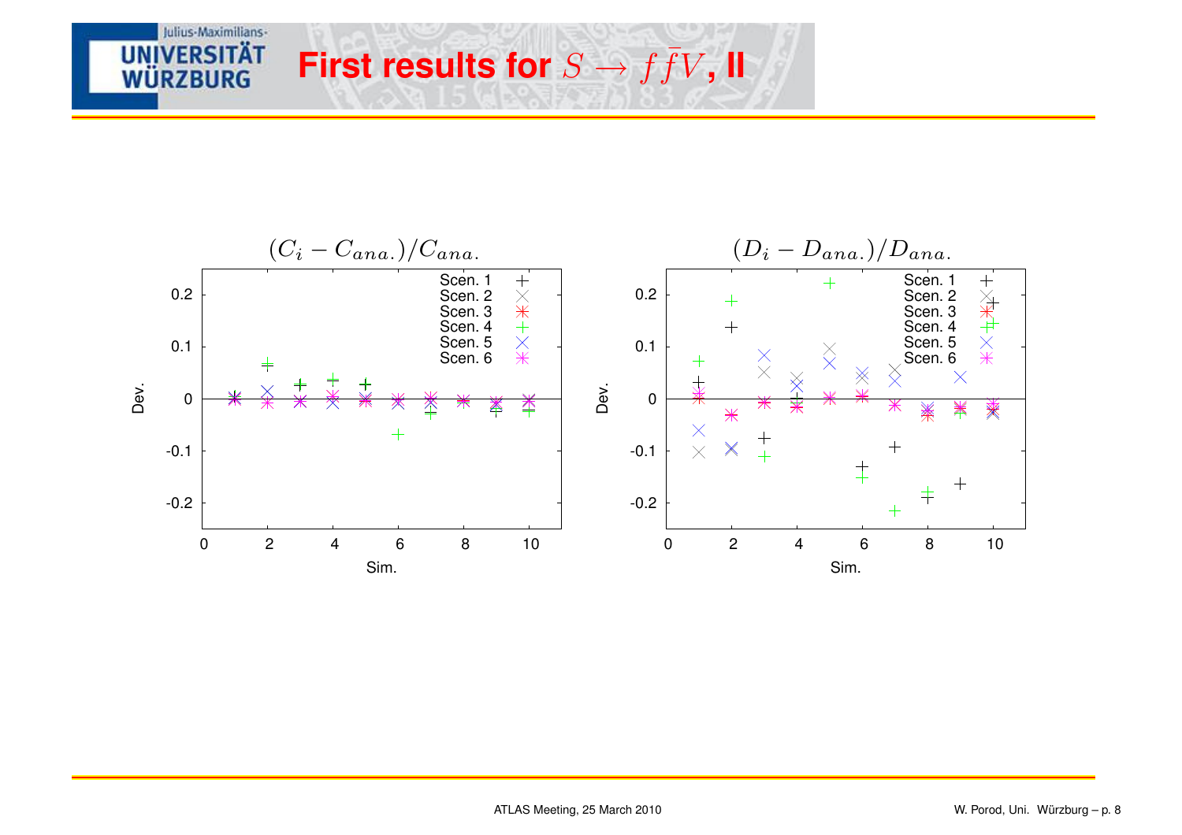# First results for $S \to f\bar{f}V$, II

$(C_i - C_{ana.})/C_{ana.}$

$(D_i - D_{ana.})/D_{ana.}$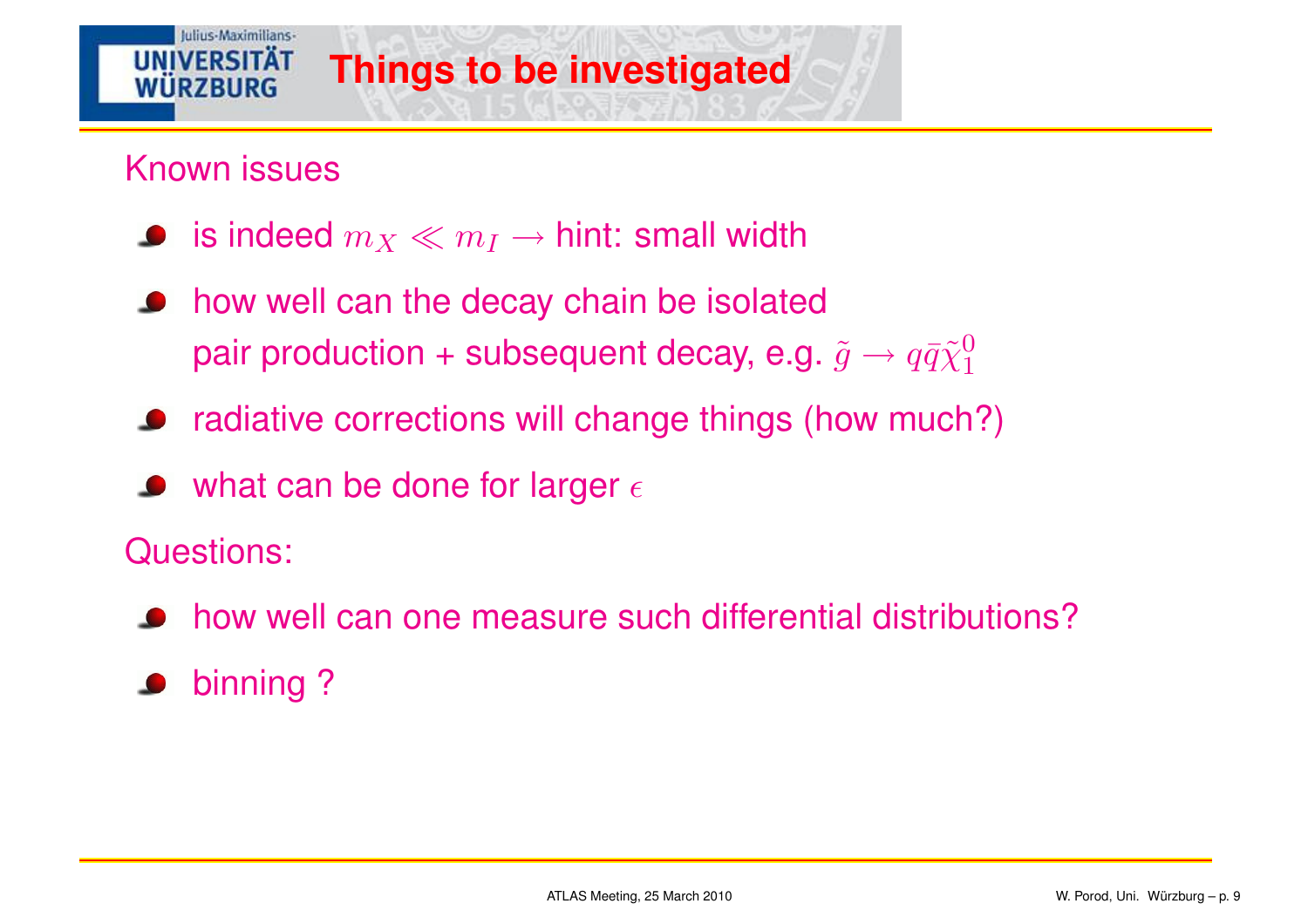# Things to be investigated

Known issues

- is indeed $m_X \ll m_I \rightarrow$ hint: small width
- how well can the decay chain be isolated
  pair production + subsequent decay, e.g. $\tilde{g} \rightarrow q\bar{q}\tilde{\chi}_1^0$
- radiative corrections will change things (how much?)
- what can be done for larger $\epsilon$

Questions:

- how well can one measure such differential distributions?
- binning ?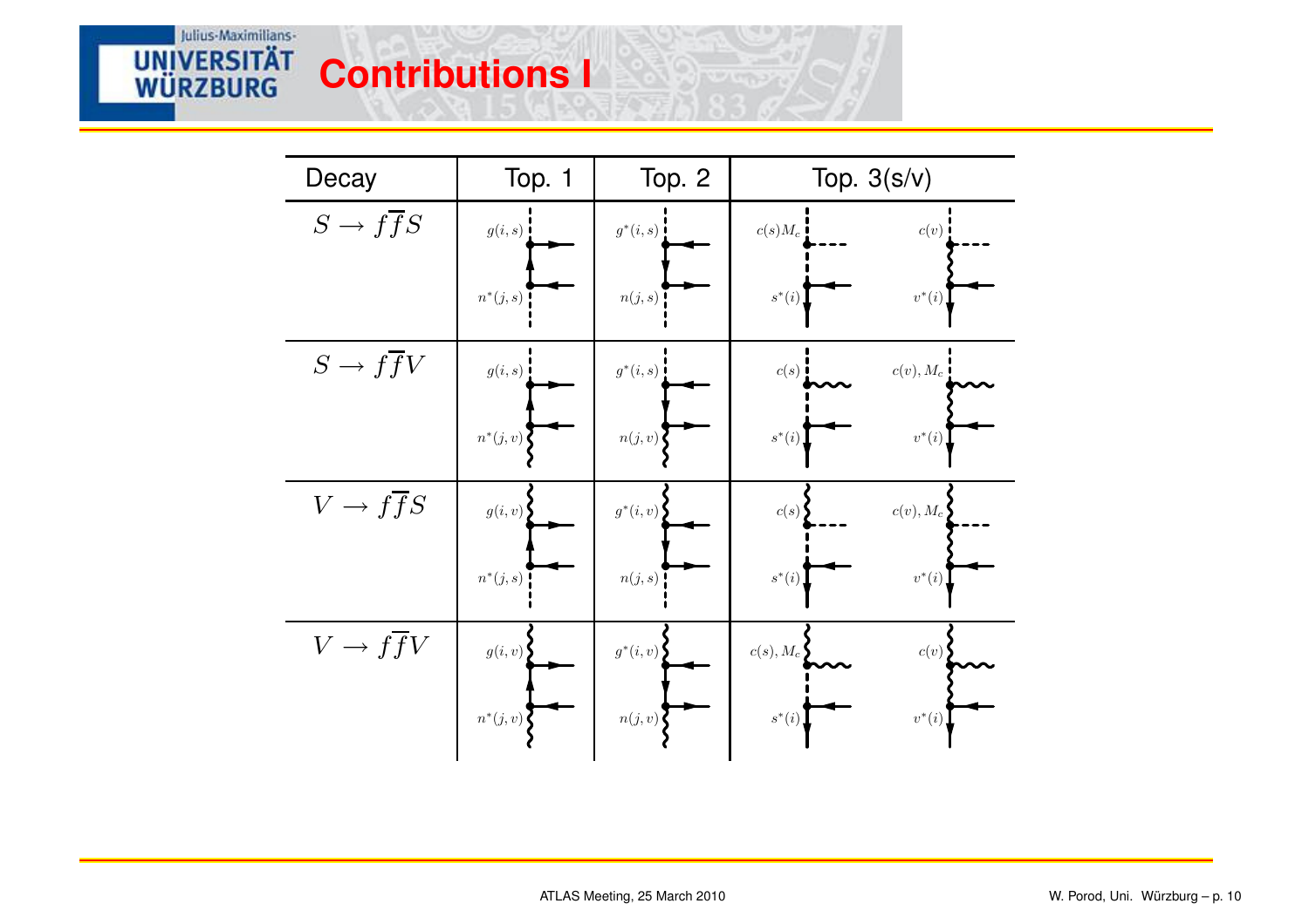# Contributions I

| Decay | Top. 1 | Top. 2 | Top. 3(s/v) | |
|---|---|---|---|---|
| $S \rightarrow f\overline{f}S$ | $g(i,s)$, $n^*(j,s)$ | $g^*(i,s)$, $n(j,s)$ | $c(s)M_c$, $s^*(i)$ | $c(v)$, $v^*(i)$ |
| $S \rightarrow f\overline{f}V$ | $g(i,s)$, $n^*(j,v)$ | $g^*(i,s)$, $n(j,v)$ | $c(s)$, $s^*(i)$ | $c(v), M_c$, $v^*(i)$ |
| $V \rightarrow f\overline{f}S$ | $g(i,v)$, $n^*(j,s)$ | $g^*(i,v)$, $n(j,s)$ | $c(s)$, $s^*(i)$ | $c(v), M_c$, $v^*(i)$ |
| $V \rightarrow f\overline{f}V$ | $g(i,v)$, $n^*(j,v)$ | $g^*(i,v)$, $n(j,v)$ | $c(s), M_c$, $s^*(i)$ | $c(v)$, $v^*(i)$ |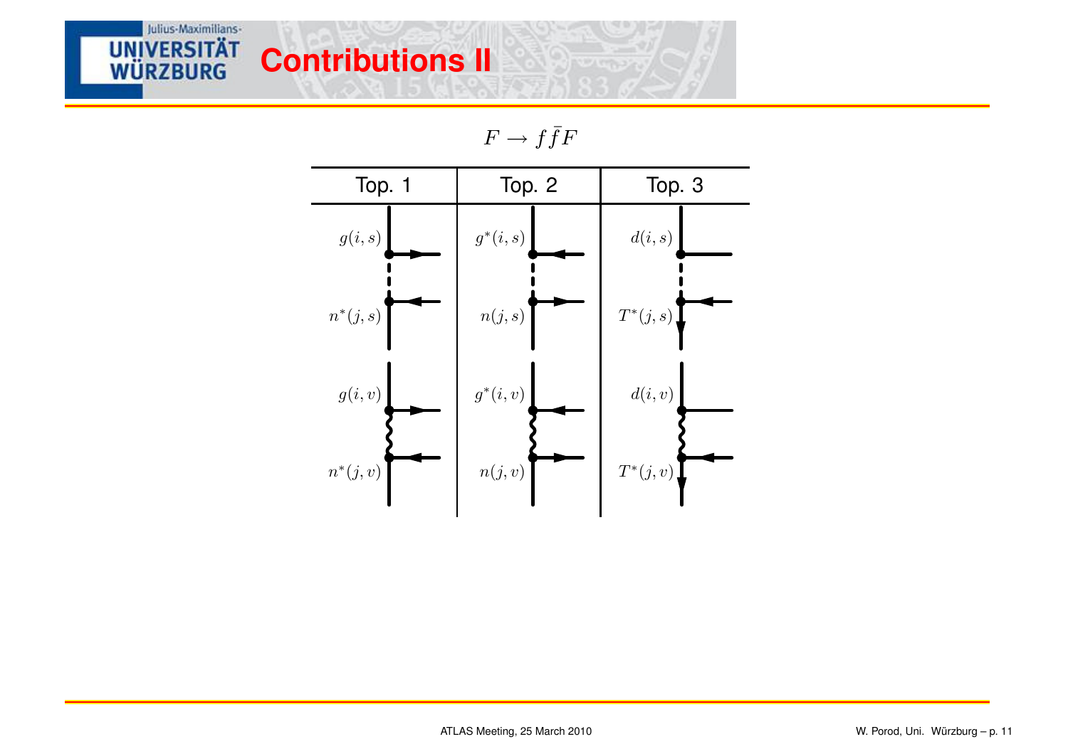# Contributions II

$$F \rightarrow f\bar{f}F$$

| Top. 1 | Top. 2 | Top. 3 |
| --- | --- | --- |
| $g(i,s)$, $n^*(j,s)$ | $g^*(i,s)$, $n(j,s)$ | $d(i,s)$, $T^*(j,s)$ |
| $g(i,v)$, $n^*(j,v)$ | $g^*(i,v)$, $n(j,v)$ | $d(i,v)$, $T^*(j,v)$ |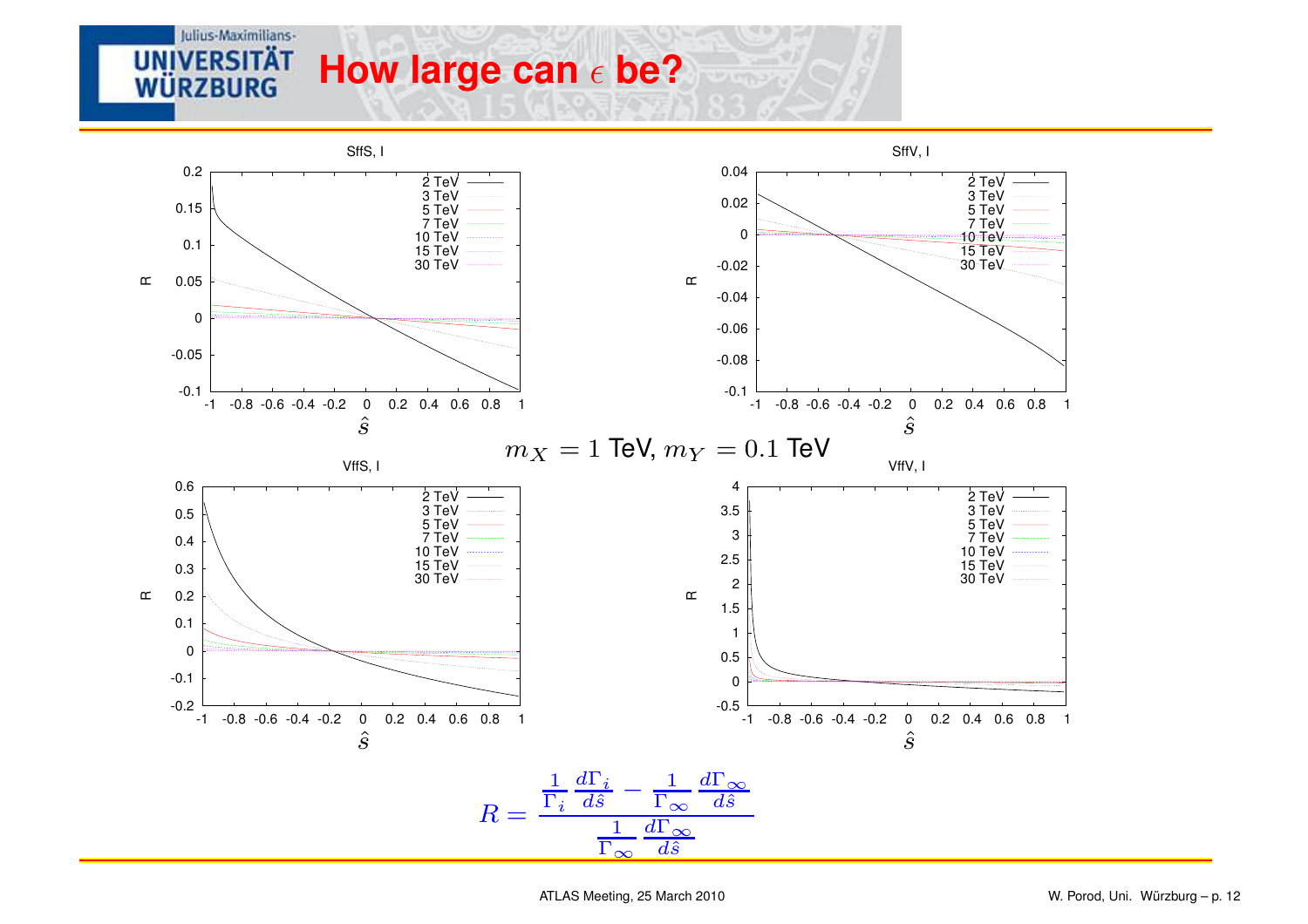# How large can $\epsilon$ be?

SffS, I

0.2
0.15
0.1
0.05
0
-0.05
-0.1

R

-1 -0.8 -0.6 -0.4 -0.2 0 0.2 0.4 0.6 0.8 1

$\hat{s}$

2 TeV
3 TeV
5 TeV
7 TeV
10 TeV
15 TeV
30 TeV

SffV, I

0.04
0.02
0
-0.02
-0.04
-0.06
-0.08
-0.1

R

-1 -0.8 -0.6 -0.4 -0.2 0 0.2 0.4 0.6 0.8 1

$\hat{s}$

2 TeV
3 TeV
5 TeV
7 TeV
10 TeV
15 TeV
30 TeV

$m_X = 1$ TeV, $m_Y = 0.1$ TeV

VffS, I

0.6
0.5
0.4
0.3
0.2
0.1
0
-0.1
-0.2

R

-1 -0.8 -0.6 -0.4 -0.2 0 0.2 0.4 0.6 0.8 1

$\hat{s}$

2 TeV
3 TeV
5 TeV
7 TeV
10 TeV
15 TeV
30 TeV

VffV, I

4
3.5
3
2.5
2
1.5
1
0.5
0
-0.5

R

-1 -0.8 -0.6 -0.4 -0.2 0 0.2 0.4 0.6 0.8 1

$\hat{s}$

2 TeV
3 TeV
5 TeV
7 TeV
10 TeV
15 TeV
30 TeV

$$R = \frac{\frac{1}{\Gamma_i}\frac{d\Gamma_i}{d\hat{s}} - \frac{1}{\Gamma_\infty}\frac{d\Gamma_\infty}{d\hat{s}}}{\frac{1}{\Gamma_\infty}\frac{d\Gamma_\infty}{d\hat{s}}}$$